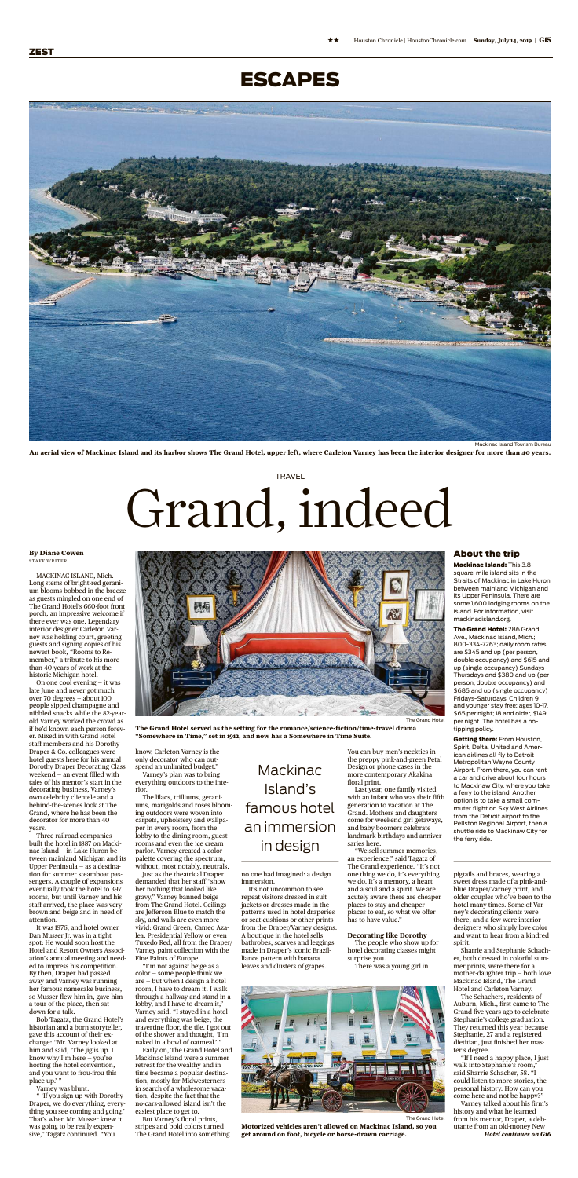# ESCAPES

Mackinac Island Tourism Bureau

**An aerial view of Mackinac Island and its harbor shows The Grand Hotel, upper left, where Carleton Varney has been the interior designer for more than 40 years.**

TRAVEL

# Grand, indeed

## Mackinac Island's famous hotel an immersion in design

**By Diane Cowen**
STAFF WRITER

MACKINAC ISLAND, Mich. — Long stems of bright-red geranium blooms bobbed in the breeze as guests mingled on one end of The Grand Hotel's 660-foot front porch, an impressive welcome if there ever was one. Legendary interior designer Carleton Varney was holding court, greeting guests and signing copies of his newest book, "Rooms to Remember," a tribute to his more than 40 years of work at the historic Michigan hotel.

On one cool evening — it was late June and never got much over 70 degrees — about 100 people sipped champagne and nibbled snacks while the 82-year-old Varney worked the crowd as if he'd known each person forever. Mixed in with Grand Hotel staff members and his Dorothy Draper & Co. colleagues were hotel guests here for his annual Dorothy Draper Decorating Class weekend — an event filled with tales of his mentor's start in the decorating business, Varney's own celebrity clientele and a behind-the-scenes look at The Grand, where he has been the decorator for more than 40 years.

Three railroad companies built the hotel in 1887 on Mackinac Island — in Lake Huron between mainland Michigan and its Upper Peninsula — as a destination for summer steamboat passengers. A couple of expansions eventually took the hotel to 397 rooms, but until Varney and his staff arrived, the place was very brown and beige and in need of attention.

It was 1976, and hotel owner Dan Musser Jr. was in a tight spot: He would soon host the Hotel and Resort Owners Association's annual meeting and needed to impress his competition. By then, Draper had passed away and Varney was running her famous namesake business, so Musser flew him in, gave him a tour of the place, then sat down for a talk.

Bob Tagatz, the Grand Hotel's historian and a born storyteller, gave this account of their exchange: "Mr. Varney looked at him and said, 'The jig is up. I know why I'm here — you're hosting the hotel convention, and you want to frou-frou this place up.' "

Varney was blunt.

" 'If you sign up with Dorothy Draper, we do everything, everything you see coming and going.' That's when Mr. Musser knew it was going to be really expensive," Tagatz continued. "You know, Carleton Varney is the only decorator who can outspend an unlimited budget."

Varney's plan was to bring everything outdoors to the interior.

The lilacs, trilliums, geraniums, marigolds and roses blooming outdoors were woven into carpets, upholstery and wallpaper in every room, from the lobby to the dining room, guest rooms and even the ice cream parlor. Varney created a color palette covering the spectrum, without, most notably, neutrals.

Just as the theatrical Draper demanded that her staff "show her nothing that looked like gravy," Varney banned beige from The Grand Hotel. Ceilings are Jefferson Blue to match the sky, and walls are even more vivid: Grand Green, Cameo Azalea, Presidential Yellow or even Tuxedo Red, all from the Draper/Varney paint collection with the Fine Paints of Europe.

"I'm not against beige as a color — some people think we are — but when I design a hotel room, I have to dream it. I walk through a hallway and stand in a lobby, and I have to dream it," Varney said. "I stayed in a hotel and everything was beige, the travertine floor, the tile. I got out of the shower and thought, 'I'm naked in a bowl of oatmeal.' "

Early on, The Grand Hotel and Mackinac Island were a summer retreat for the wealthy and in time became a popular destination, mostly for Midwesterners in search of a wholesome vacation, despite the fact that the no-cars-allowed island isn't the easiest place to get to.

But Varney's floral prints, stripes and bold colors turned The Grand Hotel into something no one had imagined: a design immersion.

It's not uncommon to see repeat visitors dressed in suit jackets or dresses made in the patterns used in hotel draperies or seat cushions or other prints from the Draper/Varney designs. A boutique in the hotel sells bathrobes, scarves and leggings made in Draper's iconic Brazilliance pattern with banana leaves and clusters of grapes.

You can buy men's neckties in the preppy pink-and-green Petal Design or phone cases in the more contemporary Akakina floral print.

Last year, one family visited with an infant who was their fifth generation to vacation at The Grand. Mothers and daughters come for weekend girl getaways, and baby boomers celebrate landmark birthdays and anniversaries here.

"We sell summer memories, an experience," said Tagatz of The Grand experience. "It's not one thing we do, it's everything we do. It's a memory, a heart and a soul and a spirit. We are acutely aware there are cheaper places to stay and cheaper places to eat, so what we offer has to have value."

### Decorating like Dorothy

The people who show up for hotel decorating classes might surprise you.

There was a young girl in pigtails and braces, wearing a sweet dress made of a pink-and-blue Draper/Varney print, and older couples who've been to the hotel many times. Some of Varney's decorating clients were there, and a few were interior designers who simply love color and want to hear from a kindred spirit.

Sharrie and Stephanie Schacher, both dressed in colorful summer prints, were there for a mother-daughter trip — both love Mackinac Island, The Grand Hotel and Carleton Varney.

The Schachers, residents of Auburn, Mich., first came to The Grand five years ago to celebrate Stephanie's college graduation. They returned this year because Stephanie, 27 and a registered dietitian, just finished her master's degree.

"If I need a happy place, I just walk into Stephanie's room," said Sharrie Schacher, 58. "I could listen to more stories, the personal history. How can you come here and not be happy?"

Varney talked about his firm's history and what he learned from his mentor, Draper, a debutante from an old-money New

*Hotel continues on G6*

The Grand Hotel

**The Grand Hotel served as the setting for the romance/science-fiction/time-travel drama "Somewhere in Time," set in 1912, and now has a Somewhere in Time Suite.**

The Grand Hotel

**Motorized vehicles aren't allowed on Mackinac Island, so you get around on foot, bicycle or horse-drawn carriage.**

## About the trip

**Mackinac Island:** This 3.8-square-mile island sits in the Straits of Mackinac in Lake Huron between mainland Michigan and its Upper Peninsula. There are some 1,600 lodging rooms on the island. For information, visit mackinacisland.org.

**The Grand Hotel:** 286 Grand Ave., Mackinac Island, Mich.; 800-334-7263; daily room rates are $345 and up (per person, double occupancy) and $615 and up (single occupancy) Sundays-Thursdays and $380 and up (per person, double occupancy) and $685 and up (single occupancy) Fridays-Saturdays. Children 9 and younger stay free; ages 10-17, $65 per night; 18 and older, $149 per night. The hotel has a no-tipping policy.

**Getting there:** From Houston, Spirit, Delta, United and American airlines all fly to Detroit Metropolitan Wayne County Airport. From there, you can rent a car and drive about four hours to Mackinaw City, where you take a ferry to the island. Another option is to take a small commuter flight on Sky West Airlines from the Detroit airport to the Pellston Regional Airport, then a shuttle ride to Mackinaw City for the ferry ride.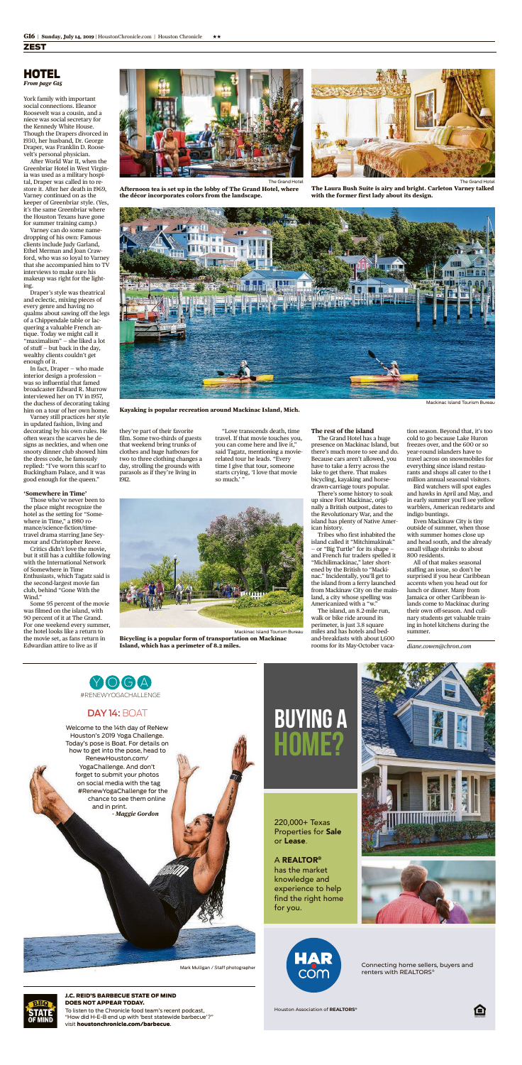## HOTEL

*From page G15*

York family with important social connections. Eleanor Roosevelt was a cousin, and a niece was social secretary for the Kennedy White House. Though the Drapers divorced in 1930, her husband, Dr. George Draper, was Franklin D. Roosevelt's personal physician.

After World War II, when the Greenbriar Hotel in West Virginia was used as a military hospital, Draper was called in to restore it. After her death in 1969, Varney continued on as the keeper of Greenbriar style. (Yes, it's the same Greenbriar where the Houston Texans have gone for summer training camp.)

Varney can do some namedropping of his own: Famous clients include Judy Garland, Ethel Merman and Joan Crawford, who was so loyal to Varney that she accompanied him to TV interviews to make sure his makeup was right for the lighting.

Draper's style was theatrical and eclectic, mixing pieces of every genre and having no qualms about sawing off the legs of a Chippendale table or lacquering a valuable French antique. Today we might call it "maximalism" — she liked a lot of stuff — but back in the day, wealthy clients couldn't get enough of it.

In fact, Draper — who made interior design a profession — was so influential that famed broadcaster Edward R. Murrow interviewed her on TV in 1957, the duchess of decorating taking him on a tour of her own home.

Varney still practices her style in updated fashion, living and decorating by his own rules. He often wears the scarves he designs as neckties, and when one snooty dinner club showed him the dress code, he famously replied: "I've worn this scarf to Buckingham Palace, and it was good enough for the queen."

### 'Somewhere in Time'

Those who've never been to the place might recognize the hotel as the setting for "Somewhere in Time," a 1980 romance/science-fiction/time-travel drama starring Jane Seymour and Christopher Reeve.

Critics didn't love the movie, but it still has a cultlike following with the International Network of Somewhere in Time Enthusiasts, which Tagatz said is the second-largest movie fan club, behind "Gone With the Wind."

Some 95 percent of the movie was filmed on the island, with 90 percent of it at The Grand. For one weekend every summer, the hotel looks like a return to the movie set, as fans return in Edwardian attire to live as if they're part of their favorite film. Some two-thirds of guests that weekend bring trunks of clothes and huge hatboxes for two to three clothing changes a day, strolling the grounds with parasols as if they're living in 1912.

"Love transcends death, time travel. If that movie touches you, you can come here and live it," said Tagatz, mentioning a movie-related tour he leads. "Every time I give that tour, someone starts crying, 'I love that movie so much.' "

### The rest of the island

The Grand Hotel has a huge presence on Mackinac Island, but there's much more to see and do. Because cars aren't allowed, you have to take a ferry across the lake to get there. That makes bicycling, kayaking and horse-drawn-carriage tours popular.

There's some history to soak up since Fort Mackinac, originally a British outpost, dates to the Revolutionary War, and the island has plenty of Native American history.

Tribes who first inhabited the island called it "Mitchimakinak" — or "Big Turtle" for its shape — and French fur traders spelled it "Michilimackinac," later shortened by the British to "Mackinac." Incidentally, you'll get to the island from a ferry launched from Mackinaw City on the mainland, a city whose spelling was Americanized with a "w."

The island, an 8.2-mile run, walk or bike ride around its perimeter, is just 3.8 square miles and has hotels and bed-and-breakfasts with about 1,600 rooms for its May-October vacation season. Beyond that, it's too cold to go because Lake Huron freezes over, and the 600 or so year-round islanders have to travel across on snowmobiles for everything since island restaurants and shops all cater to the 1 million annual seasonal visitors.

Bird watchers will spot eagles and hawks in April and May, and in early summer you'll see yellow warblers, American redstarts and indigo buntings.

Even Mackinaw City is tiny outside of summer, when those with summer homes close up and head south, and the already small village shrinks to about 800 residents.

All of that makes seasonal staffing an issue, so don't be surprised if you hear Caribbean accents when you head out for lunch or dinner. Many from Jamaica or other Caribbean islands come to Mackinac during their own off-season. And culinary students get valuable training in hotel kitchens during the summer.

*diane.cowen@chron.com*

The Grand Hotel

**Afternoon tea is set up in the lobby of The Grand Hotel, where the décor incorporates colors from the landscape.**

The Grand Hotel

**The Laura Bush Suite is airy and bright. Carleton Varney talked with the former first lady about its design.**

Mackinac Island Tourism Bureau

**Kayaking is popular recreation around Mackinac Island, Mich.**

Mackinac Island Tourism Bureau

**Bicycling is a popular form of transportation on Mackinac Island, which has a perimeter of 8.2 miles.**

---

YOGA
#RENEWYOGACHALLENGE

### DAY 14: BOAT

Welcome to the 14th day of ReNew Houston's 2019 Yoga Challenge. Today's pose is Boat. For details on how to get into the pose, head to RenewHouston.com/YogaChallenge. And don't forget to submit your photos on social media with the tag #RenewYogaChallenge for the chance to see them online and in print.

*- Maggie Gordon*

Mark Mulligan / Staff photographer

---

**J.C. REID'S BARBECUE STATE OF MIND DOES NOT APPEAR TODAY.**

To listen to the Chronicle food team's recent podcast, "How did H-E-B end up with 'best statewide barbecue'?" visit **houstonchronicle.com/barbecue**.

---

# BUYING A HOME?

220,000+ Texas Properties for **Sale** or **Lease**.

A **REALTOR®** has the market knowledge and experience to help find the right home for you.

HAR.com

Connecting home sellers, buyers and renters with REALTORS®

Houston Association of **REALTORS®**